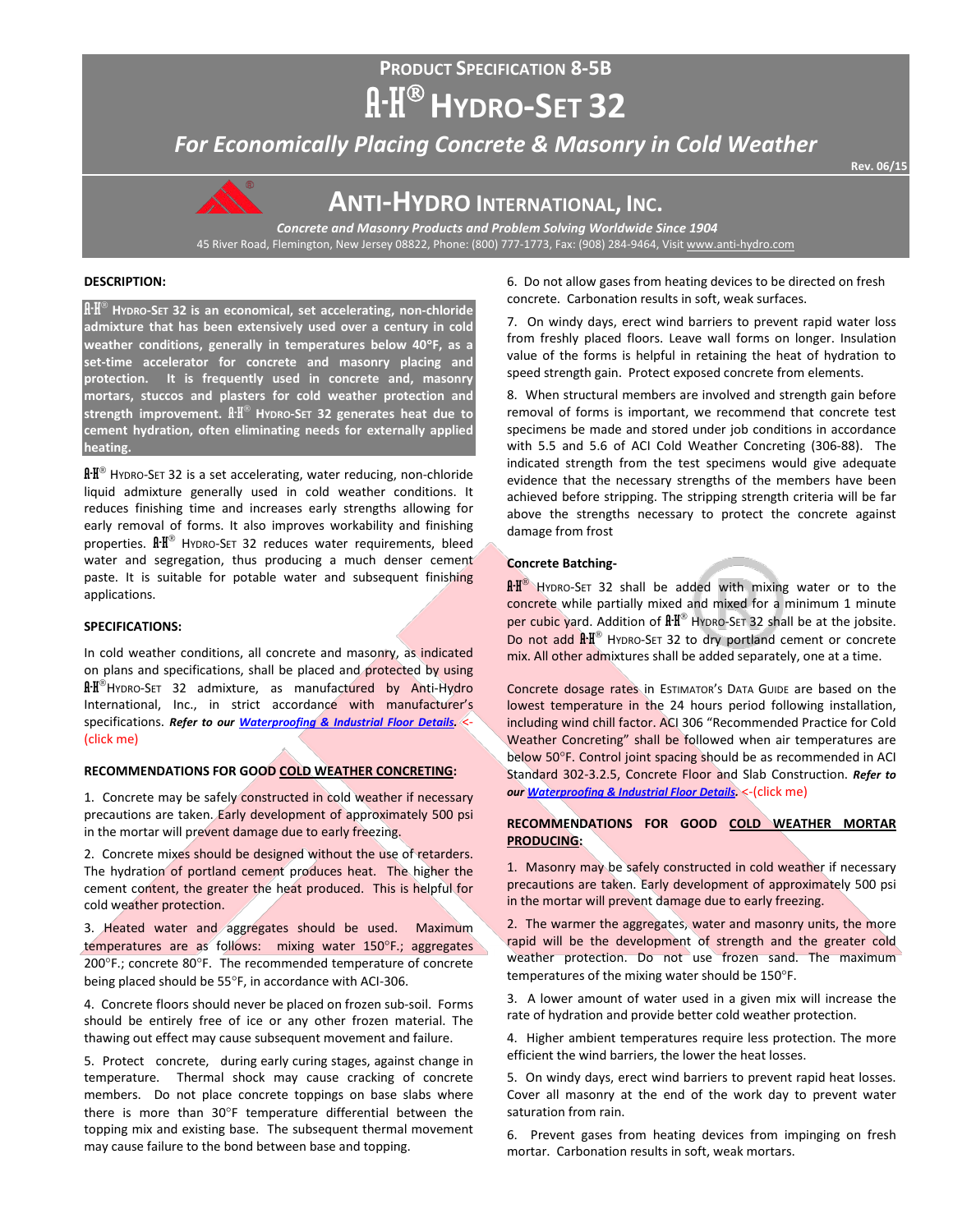# PRODUCT SPECIFICATION 8-5B

# A-H® HYDRO-SET 32

## *For Economically Placing Concrete & Masonry in Cold Weather*

Rev. 06/15

## ANTI-HYDRO INTERNATIONAL, INC.

*Concrete and Masonry Products and Problem Solving Worldwide Since 1904*

45 River Road, Flemington, New Jersey 08822, Phone: (800) 777-1773, Fax: (908) 284-9464, Visit www.anti-hydro.com

### DESCRIPTION:

**A-H® HYDRO-SET 32 is an economical, set accelerating, non-chloride admixture that has been extensively used over a century in cold weather conditions, generally in temperatures below 40°F, as a set-time accelerator for concrete and masonry placing and protection. It is frequently used in concrete and, masonry mortars, stuccos and plasters for cold weather protection and strength improvement. A-H® HYDRO-SET 32 generates heat due to cement hydration, often eliminating needs for externally applied heating.**

A-H® HYDRO-SET 32 is a set accelerating, water reducing, non-chloride liquid admixture generally used in cold weather conditions. It reduces finishing time and increases early strengths allowing for early removal of forms. It also improves workability and finishing properties. A-H® HYDRO-SET 32 reduces water requirements, bleed water and segregation, thus producing a much denser cement paste. It is suitable for potable water and subsequent finishing applications.

### SPECIFICATIONS:

In cold weather conditions, all concrete and masonry, as indicated on plans and specifications, shall be placed and protected by using A-H® HYDRO-SET 32 admixture, as manufactured by Anti-Hydro International, Inc., in strict accordance with manufacturer's specifications. ***Refer to our [Waterproofing & Industrial Floor Details](). <-(click me)***

### RECOMMENDATIONS FOR GOOD COLD WEATHER CONCRETING:

1. Concrete may be safely constructed in cold weather if necessary precautions are taken. Early development of approximately 500 psi in the mortar will prevent damage due to early freezing.

2. Concrete mixes should be designed without the use of retarders. The hydration of portland cement produces heat. The higher the cement content, the greater the heat produced. This is helpful for cold weather protection.

3. Heated water and aggregates should be used. Maximum temperatures are as follows: mixing water 150°F.; aggregates 200°F.; concrete 80°F. The recommended temperature of concrete being placed should be 55°F, in accordance with ACI-306.

4. Concrete floors should never be placed on frozen sub-soil. Forms should be entirely free of ice or any other frozen material. The thawing out effect may cause subsequent movement and failure.

5. Protect concrete, during early curing stages, against change in temperature. Thermal shock may cause cracking of concrete members. Do not place concrete toppings on base slabs where there is more than 30°F temperature differential between the topping mix and existing base. The subsequent thermal movement may cause failure to the bond between base and topping.

6. Do not allow gases from heating devices to be directed on fresh concrete. Carbonation results in soft, weak surfaces.

7. On windy days, erect wind barriers to prevent rapid water loss from freshly placed floors. Leave wall forms on longer. Insulation value of the forms is helpful in retaining the heat of hydration to speed strength gain. Protect exposed concrete from elements.

8. When structural members are involved and strength gain before removal of forms is important, we recommend that concrete test specimens be made and stored under job conditions in accordance with 5.5 and 5.6 of ACI Cold Weather Concreting (306-88). The indicated strength from the test specimens would give adequate evidence that the necessary strengths of the members have been achieved before stripping. The stripping strength criteria will be far above the strengths necessary to protect the concrete against damage from frost

**Concrete Batching-**

A-H® HYDRO-SET 32 shall be added with mixing water or to the concrete while partially mixed and mixed for a minimum 1 minute per cubic yard. Addition of A-H® HYDRO-SET 32 shall be at the jobsite. Do not add A-H® HYDRO-SET 32 to dry portland cement or concrete mix. All other admixtures shall be added separately, one at a time.

Concrete dosage rates in ESTIMATOR'S DATA GUIDE are based on the lowest temperature in the 24 hours period following installation, including wind chill factor. ACI 306 "Recommended Practice for Cold Weather Concreting" shall be followed when air temperatures are below 50°F. Control joint spacing should be as recommended in ACI Standard 302-3.2.5, Concrete Floor and Slab Construction. ***Refer to our [Waterproofing & Industrial Floor Details](). <-(click me)***

### RECOMMENDATIONS FOR GOOD COLD WEATHER MORTAR PRODUCING:

1. Masonry may be safely constructed in cold weather if necessary precautions are taken. Early development of approximately 500 psi in the mortar will prevent damage due to early freezing.

2. The warmer the aggregates, water and masonry units, the more rapid will be the development of strength and the greater cold weather protection. Do not use frozen sand. The maximum temperatures of the mixing water should be 150°F.

3. A lower amount of water used in a given mix will increase the rate of hydration and provide better cold weather protection.

4. Higher ambient temperatures require less protection. The more efficient the wind barriers, the lower the heat losses.

5. On windy days, erect wind barriers to prevent rapid heat losses. Cover all masonry at the end of the work day to prevent water saturation from rain.

6. Prevent gases from heating devices from impinging on fresh mortar. Carbonation results in soft, weak mortars.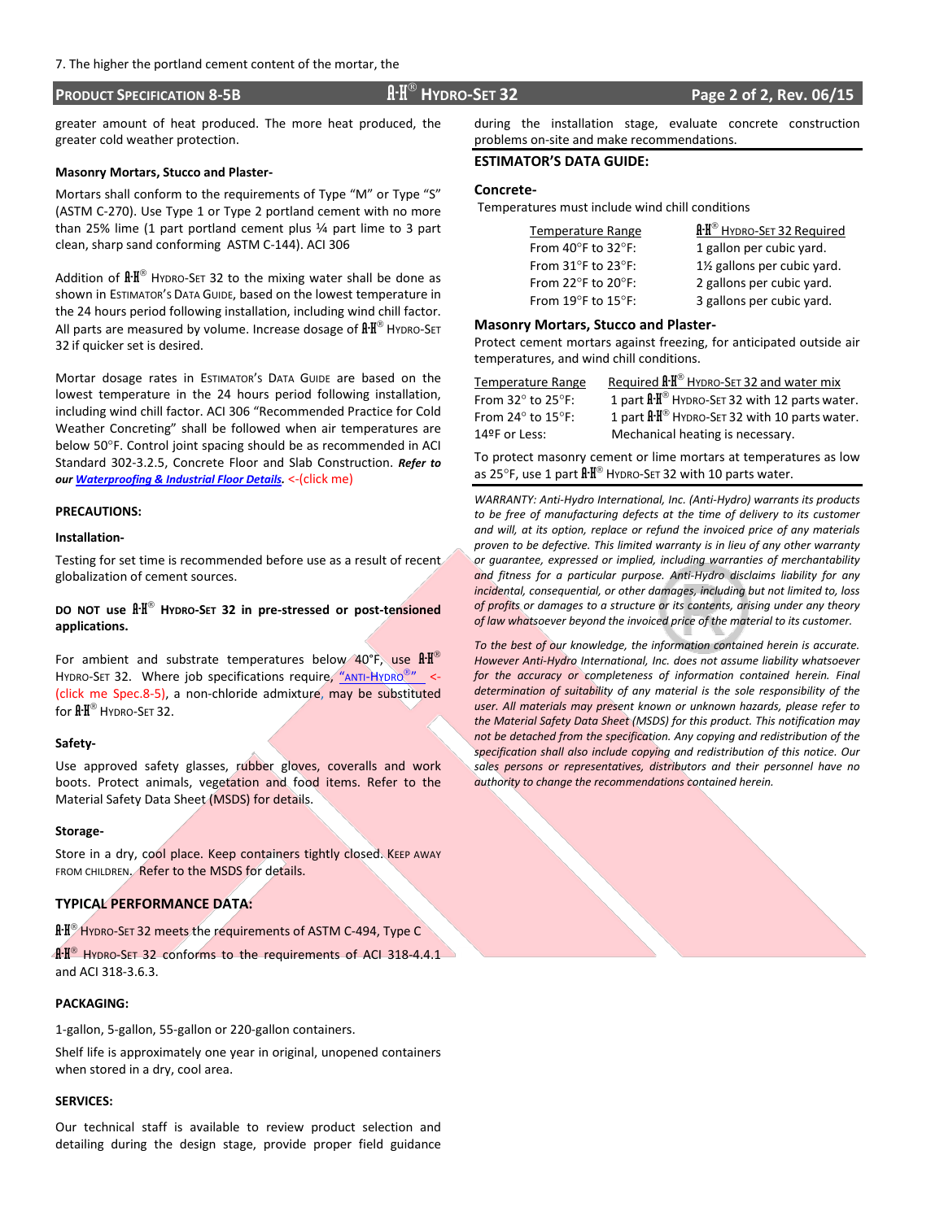7. The higher the portland cement content of the mortar, the greater amount of heat produced. The more heat produced, the greater cold weather protection.

**Masonry Mortars, Stucco and Plaster-**

Mortars shall conform to the requirements of Type "M" or Type "S" (ASTM C-270). Use Type 1 or Type 2 portland cement with no more than 25% lime (1 part portland cement plus ¼ part lime to 3 part clean, sharp sand conforming ASTM C-144). ACI 306

Addition of A-H® HYDRO-SET 32 to the mixing water shall be done as shown in ESTIMATOR'S DATA GUIDE, based on the lowest temperature in the 24 hours period following installation, including wind chill factor. All parts are measured by volume. Increase dosage of A-H® HYDRO-SET 32 if quicker set is desired.

Mortar dosage rates in ESTIMATOR'S DATA GUIDE are based on the lowest temperature in the 24 hours period following installation, including wind chill factor. ACI 306 "Recommended Practice for Cold Weather Concreting" shall be followed when air temperatures are below 50°F. Control joint spacing should be as recommended in ACI Standard 302-3.2.5, Concrete Floor and Slab Construction. ***Refer to our [Waterproofing & Industrial Floor Details](). <-(click me)***

**PRECAUTIONS:**

**Installation-**

Testing for set time is recommended before use as a result of recent globalization of cement sources.

**DO NOT use A-H® HYDRO-SET 32 in pre-stressed or post-tensioned applications.**

For ambient and substrate temperatures below 40°F, use A-H® HYDRO-SET 32. Where job specifications require, "ANTI-HYDRO®" <-(click me Spec.8-5), a non-chloride admixture, may be substituted for A-H® HYDRO-SET 32.

**Safety-**

Use approved safety glasses, rubber gloves, coveralls and work boots. Protect animals, vegetation and food items. Refer to the Material Safety Data Sheet (MSDS) for details.

**Storage-**

Store in a dry, cool place. Keep containers tightly closed. KEEP AWAY FROM CHILDREN. Refer to the MSDS for details.

**TYPICAL PERFORMANCE DATA:**

A-H® HYDRO-SET 32 meets the requirements of ASTM C-494, Type C

A-H® HYDRO-SET 32 conforms to the requirements of ACI 318-4.4.1 and ACI 318-3.6.3.

**PACKAGING:**

1-gallon, 5-gallon, 55-gallon or 220-gallon containers.

Shelf life is approximately one year in original, unopened containers when stored in a dry, cool area.

**SERVICES:**

Our technical staff is available to review product selection and detailing during the design stage, provide proper field guidance during the installation stage, evaluate concrete construction problems on-site and make recommendations.

**ESTIMATOR'S DATA GUIDE:**

**Concrete-**

Temperatures must include wind chill conditions

| Temperature Range | A-H® HYDRO-SET 32 Required |
|---|---|
| From 40°F to 32°F: | 1 gallon per cubic yard. |
| From 31°F to 23°F: | 1½ gallons per cubic yard. |
| From 22°F to 20°F: | 2 gallons per cubic yard. |
| From 19°F to 15°F: | 3 gallons per cubic yard. |

**Masonry Mortars, Stucco and Plaster-**

Protect cement mortars against freezing, for anticipated outside air temperatures, and wind chill conditions.

| Temperature Range | Required A-H® HYDRO-SET 32 and water mix |
|---|---|
| From 32° to 25°F: | 1 part A-H® HYDRO-SET 32 with 12 parts water. |
| From 24° to 15°F: | 1 part A-H® HYDRO-SET 32 with 10 parts water. |
| 14ºF or Less: | Mechanical heating is necessary. |

To protect masonry cement or lime mortars at temperatures as low as 25°F, use 1 part A-H® HYDRO-SET 32 with 10 parts water.

*WARRANTY: Anti-Hydro International, Inc. (Anti-Hydro) warrants its products to be free of manufacturing defects at the time of delivery to its customer and will, at its option, replace or refund the invoiced price of any materials proven to be defective. This limited warranty is in lieu of any other warranty or guarantee, expressed or implied, including warranties of merchantability and fitness for a particular purpose. Anti-Hydro disclaims liability for any incidental, consequential, or other damages, including but not limited to, loss of profits or damages to a structure or its contents, arising under any theory of law whatsoever beyond the invoiced price of the material to its customer.*

*To the best of our knowledge, the information contained herein is accurate. However Anti-Hydro International, Inc. does not assume liability whatsoever for the accuracy or completeness of information contained herein. Final determination of suitability of any material is the sole responsibility of the user. All materials may present known or unknown hazards, please refer to the Material Safety Data Sheet (MSDS) for this product. This notification may not be detached from the specification. Any copying and redistribution of the specification shall also include copying and redistribution of this notice. Our sales persons or representatives, distributors and their personnel have no authority to change the recommendations contained herein.*